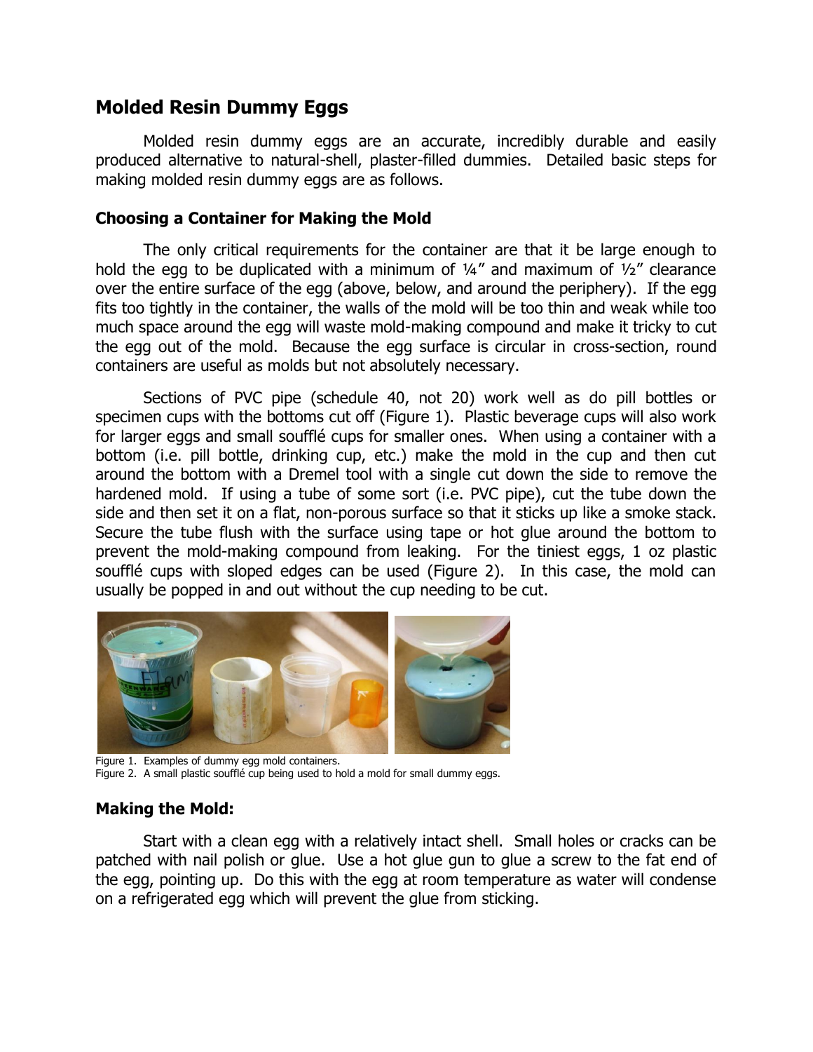## Molded Resin Dummy Eggs

Molded resin dummy eggs are an accurate, incredibly durable and easily produced alternative to natural-shell, plaster-filled dummies. Detailed basic steps for making molded resin dummy eggs are as follows.

### Choosing a Container for Making the Mold

The only critical requirements for the container are that it be large enough to hold the egg to be duplicated with a minimum of ¼" and maximum of ½" clearance over the entire surface of the egg (above, below, and around the periphery). If the egg fits too tightly in the container, the walls of the mold will be too thin and weak while too much space around the egg will waste mold-making compound and make it tricky to cut the egg out of the mold. Because the egg surface is circular in cross-section, round containers are useful as molds but not absolutely necessary.

Sections of PVC pipe (schedule 40, not 20) work well as do pill bottles or specimen cups with the bottoms cut off (Figure 1). Plastic beverage cups will also work for larger eggs and small soufflé cups for smaller ones. When using a container with a bottom (i.e. pill bottle, drinking cup, etc.) make the mold in the cup and then cut around the bottom with a Dremel tool with a single cut down the side to remove the hardened mold. If using a tube of some sort (i.e. PVC pipe), cut the tube down the side and then set it on a flat, non-porous surface so that it sticks up like a smoke stack. Secure the tube flush with the surface using tape or hot glue around the bottom to prevent the mold-making compound from leaking. For the tiniest eggs, 1 oz plastic soufflé cups with sloped edges can be used (Figure 2). In this case, the mold can usually be popped in and out without the cup needing to be cut.

Figure 1. Examples of dummy egg mold containers.
Figure 2. A small plastic soufflé cup being used to hold a mold for small dummy eggs.

### Making the Mold:

Start with a clean egg with a relatively intact shell. Small holes or cracks can be patched with nail polish or glue. Use a hot glue gun to glue a screw to the fat end of the egg, pointing up. Do this with the egg at room temperature as water will condense on a refrigerated egg which will prevent the glue from sticking.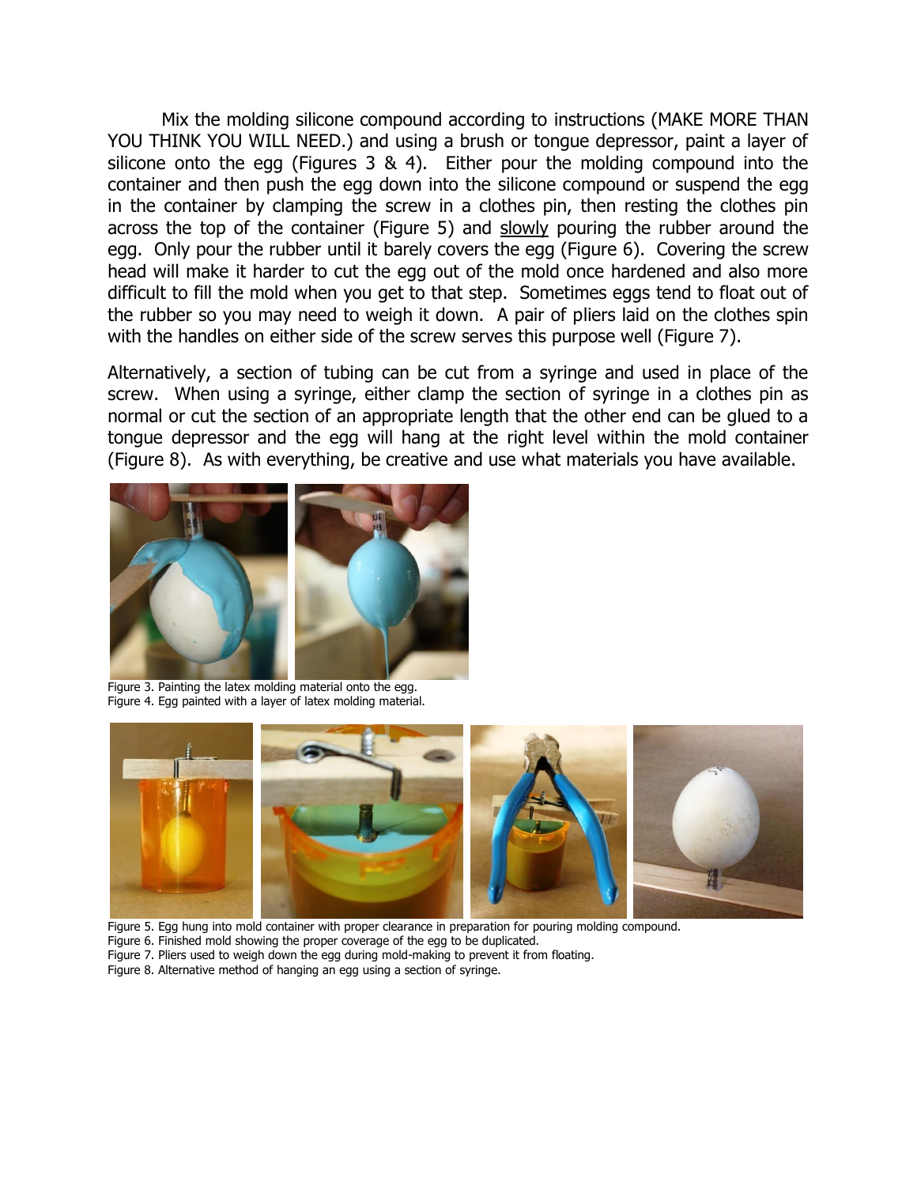Mix the molding silicone compound according to instructions (MAKE MORE THAN YOU THINK YOU WILL NEED.) and using a brush or tongue depressor, paint a layer of silicone onto the egg (Figures 3 & 4). Either pour the molding compound into the container and then push the egg down into the silicone compound or suspend the egg in the container by clamping the screw in a clothes pin, then resting the clothes pin across the top of the container (Figure 5) and slowly pouring the rubber around the egg. Only pour the rubber until it barely covers the egg (Figure 6). Covering the screw head will make it harder to cut the egg out of the mold once hardened and also more difficult to fill the mold when you get to that step. Sometimes eggs tend to float out of the rubber so you may need to weigh it down. A pair of pliers laid on the clothes spin with the handles on either side of the screw serves this purpose well (Figure 7).

Alternatively, a section of tubing can be cut from a syringe and used in place of the screw. When using a syringe, either clamp the section of syringe in a clothes pin as normal or cut the section of an appropriate length that the other end can be glued to a tongue depressor and the egg will hang at the right level within the mold container (Figure 8). As with everything, be creative and use what materials you have available.

Figure 3. Painting the latex molding material onto the egg.
Figure 4. Egg painted with a layer of latex molding material.

Figure 5. Egg hung into mold container with proper clearance in preparation for pouring molding compound.
Figure 6. Finished mold showing the proper coverage of the egg to be duplicated.
Figure 7. Pliers used to weigh down the egg during mold-making to prevent it from floating.
Figure 8. Alternative method of hanging an egg using a section of syringe.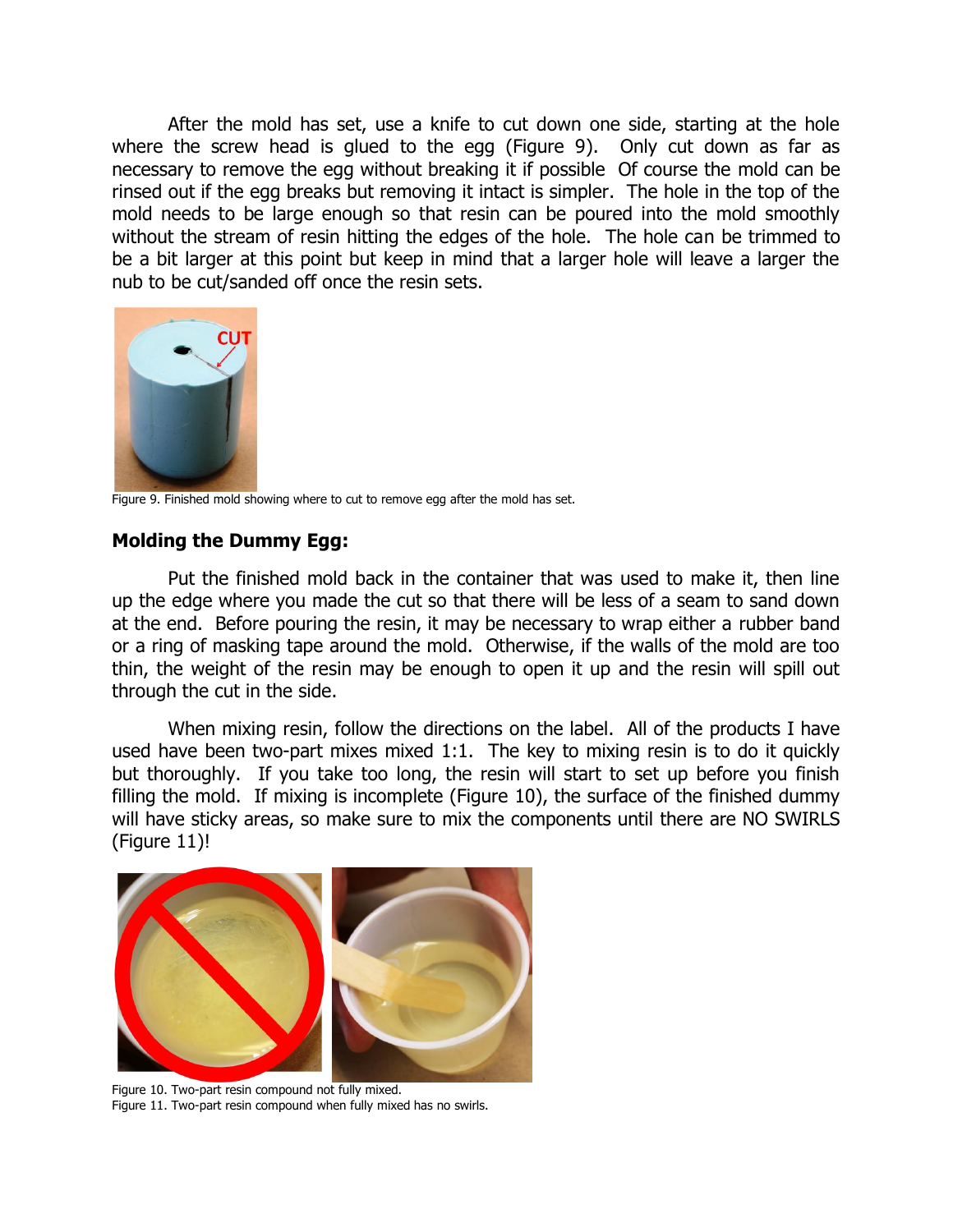After the mold has set, use a knife to cut down one side, starting at the hole where the screw head is glued to the egg (Figure 9). Only cut down as far as necessary to remove the egg without breaking it if possible Of course the mold can be rinsed out if the egg breaks but removing it intact is simpler. The hole in the top of the mold needs to be large enough so that resin can be poured into the mold smoothly without the stream of resin hitting the edges of the hole. The hole can be trimmed to be a bit larger at this point but keep in mind that a larger hole will leave a larger the nub to be cut/sanded off once the resin sets.

Figure 9. Finished mold showing where to cut to remove egg after the mold has set.

## Molding the Dummy Egg:

Put the finished mold back in the container that was used to make it, then line up the edge where you made the cut so that there will be less of a seam to sand down at the end. Before pouring the resin, it may be necessary to wrap either a rubber band or a ring of masking tape around the mold. Otherwise, if the walls of the mold are too thin, the weight of the resin may be enough to open it up and the resin will spill out through the cut in the side.

When mixing resin, follow the directions on the label. All of the products I have used have been two-part mixes mixed 1:1. The key to mixing resin is to do it quickly but thoroughly. If you take too long, the resin will start to set up before you finish filling the mold. If mixing is incomplete (Figure 10), the surface of the finished dummy will have sticky areas, so make sure to mix the components until there are NO SWIRLS (Figure 11)!

Figure 10. Two-part resin compound not fully mixed.
Figure 11. Two-part resin compound when fully mixed has no swirls.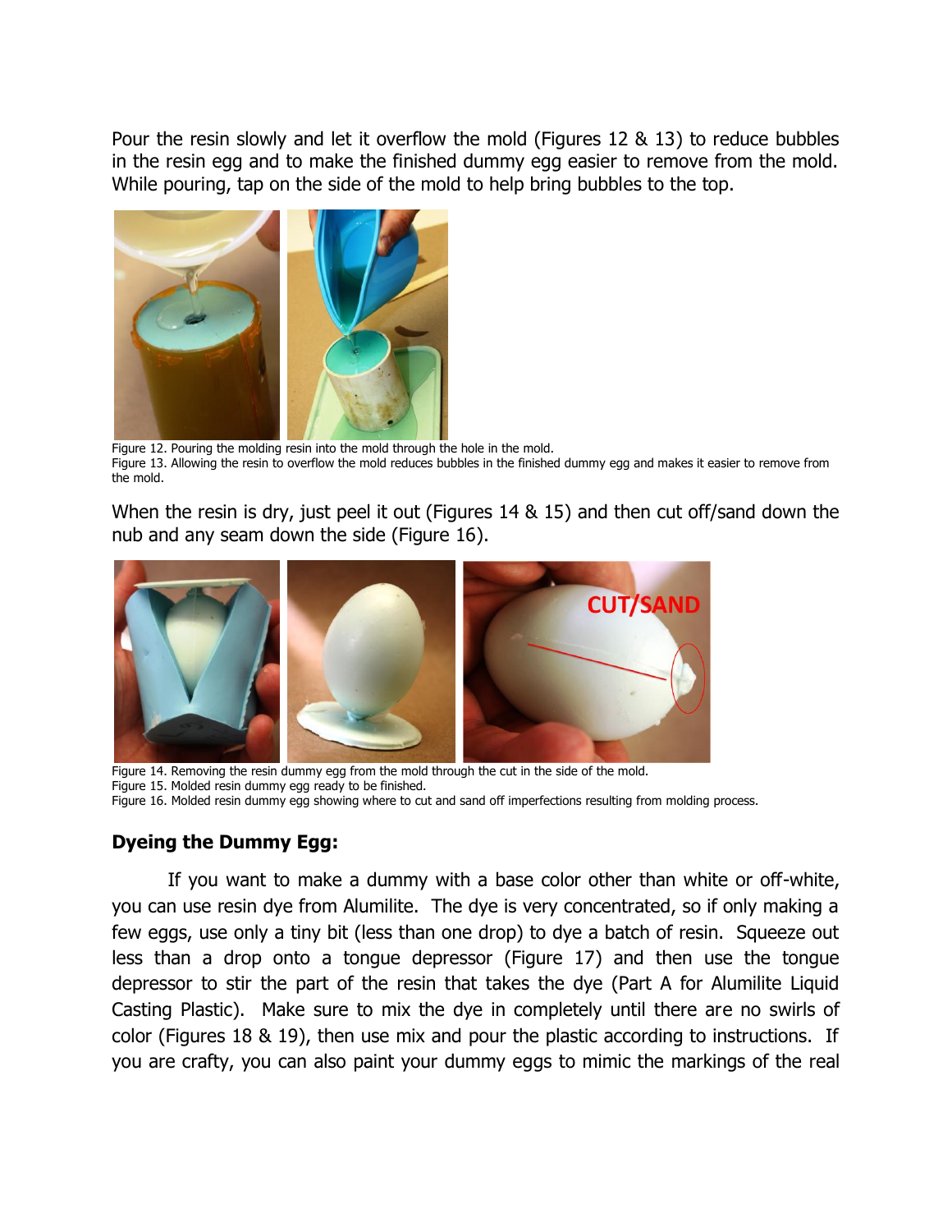Pour the resin slowly and let it overflow the mold (Figures 12 & 13) to reduce bubbles in the resin egg and to make the finished dummy egg easier to remove from the mold. While pouring, tap on the side of the mold to help bring bubbles to the top.

Figure 12. Pouring the molding resin into the mold through the hole in the mold.
Figure 13. Allowing the resin to overflow the mold reduces bubbles in the finished dummy egg and makes it easier to remove from the mold.

When the resin is dry, just peel it out (Figures 14 & 15) and then cut off/sand down the nub and any seam down the side (Figure 16).

Figure 14. Removing the resin dummy egg from the mold through the cut in the side of the mold.
Figure 15. Molded resin dummy egg ready to be finished.
Figure 16. Molded resin dummy egg showing where to cut and sand off imperfections resulting from molding process.

### Dyeing the Dummy Egg:

If you want to make a dummy with a base color other than white or off-white, you can use resin dye from Alumilite. The dye is very concentrated, so if only making a few eggs, use only a tiny bit (less than one drop) to dye a batch of resin. Squeeze out less than a drop onto a tongue depressor (Figure 17) and then use the tongue depressor to stir the part of the resin that takes the dye (Part A for Alumilite Liquid Casting Plastic). Make sure to mix the dye in completely until there are no swirls of color (Figures 18 & 19), then use mix and pour the plastic according to instructions. If you are crafty, you can also paint your dummy eggs to mimic the markings of the real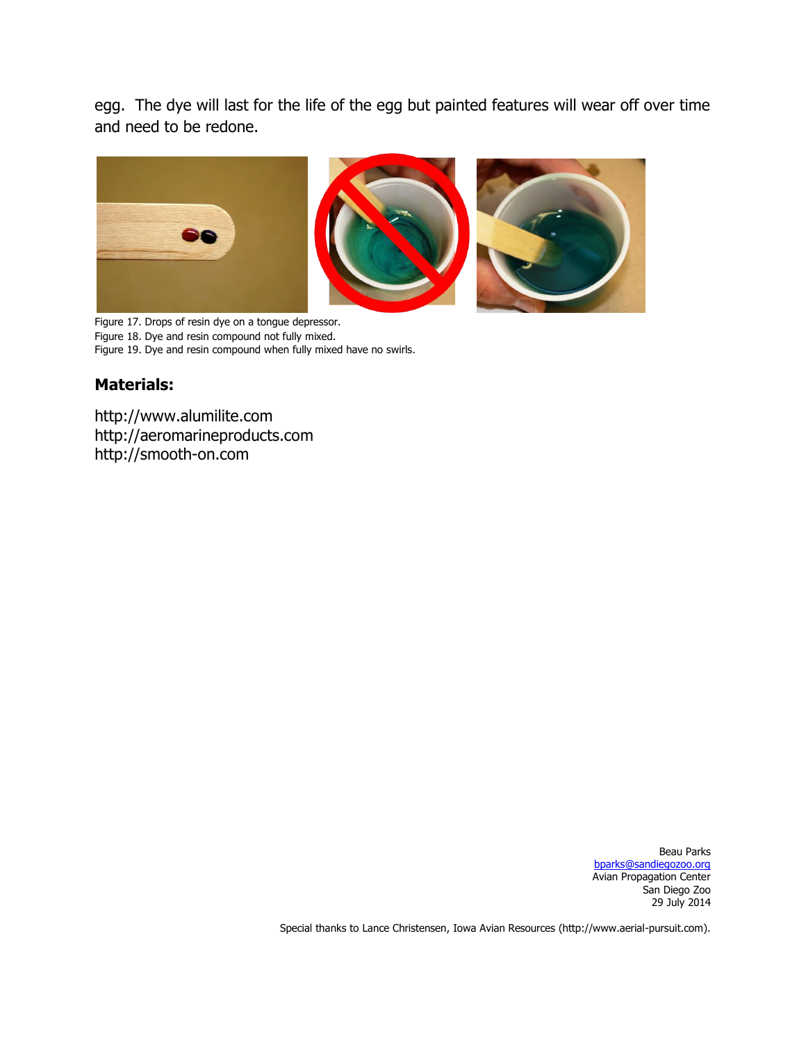egg. The dye will last for the life of the egg but painted features will wear off over time and need to be redone.

Figure 17. Drops of resin dye on a tongue depressor.
Figure 18. Dye and resin compound not fully mixed.
Figure 19. Dye and resin compound when fully mixed have no swirls.

## Materials:

http://www.alumilite.com
http://aeromarineproducts.com
http://smooth-on.com

Beau Parks
bparks@sandiegozoo.org
Avian Propagation Center
San Diego Zoo
29 July 2014

Special thanks to Lance Christensen, Iowa Avian Resources (http://www.aerial-pursuit.com).